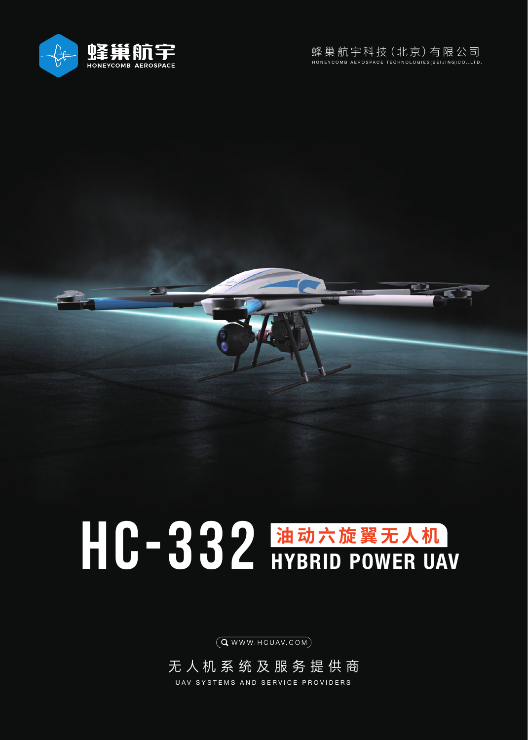蜂巢航宇
HONEYCOMB AEROSPACE

蜂巢航宇科技（北京）有限公司
HONEYCOMB AEROSPACE TECHNOLOGIES(BEIJING)CO.,LTD.

# HC-332 油动六旋翼无人机 HYBRID POWER UAV

WWW.HCUAV.COM

无人机系统及服务提供商

UAV SYSTEMS AND SERVICE PROVIDERS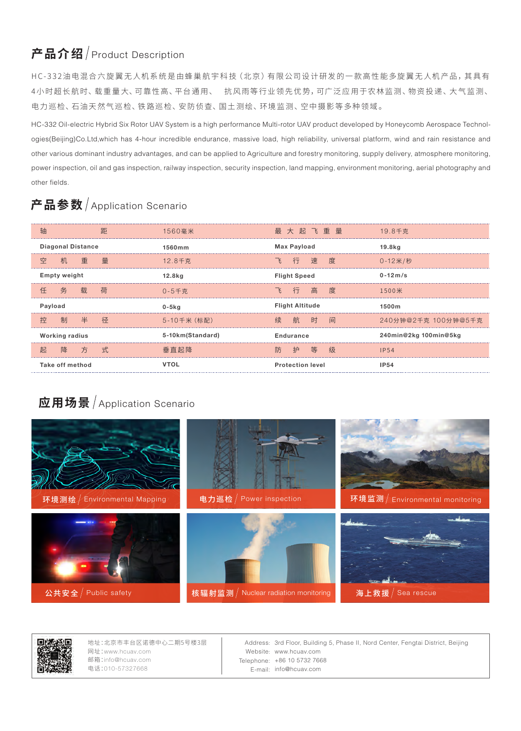## 产品介绍 / Product Description

HC-332油电混合六旋翼无人机系统是由蜂巢航宇科技（北京）有限公司设计研发的一款高性能多旋翼无人机产品，其具有4小时超长航时、载重量大、可靠性高、平台通用、 抗风雨等行业领先优势，可广泛应用于农林监测、物资投递、大气监测、电力巡检、石油天然气巡检、铁路巡检、安防侦查、国土测绘、环境监测、空中摄影等多种领域。

HC-332 Oil-electric Hybrid Six Rotor UAV System is a high performance Multi-rotor UAV product developed by Honeycomb Aerospace Technologies(Beijing)Co.Ltd,which has 4-hour incredible endurance, massive load, high reliability, universal platform, wind and rain resistance and other various dominant industry advantages, and can be applied to Agriculture and forestry monitoring, supply delivery, atmosphere monitoring, power inspection, oil and gas inspection, railway inspection, security inspection, land mapping, environment monitoring, aerial photography and other fields.

## 产品参数 / Application Scenario

| | | | |
|---|---|---|---|
| 轴距 | 1560毫米 | 最大起飞重量 | 19.8千克 |
| Diagonal Distance | 1560mm | Max Payload | 19.8kg |
| 空机重量 | 12.8千克 | 飞行速度 | 0-12米/秒 |
| Empty weight | 12.8kg | Flight Speed | 0-12m/s |
| 任务载荷 | 0-5千克 | 飞行高度 | 1500米 |
| Payload | 0-5kg | Flight Altitude | 1500m |
| 控制半径 | 5-10千米（标配） | 续航时间 | 240分钟@2千克 100分钟@5千克 |
| Working radius | 5-10km(Standard) | Endurance | 240min@2kg 100min@5kg |
| 起降方式 | 垂直起降 | 防护等级 | IP54 |
| Take off method | VTOL | Protection level | IP54 |

## 应用场景 / Application Scenario

环境测绘 / Environmental Mapping

电力巡检 / Power inspection

环境监测 / Environmental monitoring

公共安全 / Public safety

核辐射监测 / Nuclear radiation monitoring

海上救援 / Sea rescue

地址：北京市丰台区诺德中心二期5号楼3层
网址：www.hcuav.com
邮箱：info@hcuav.com
电话：010-57327668

Address: 3rd Floor, Building 5, Phase II, Nord Center, Fengtai District, Beijing
Website: www.hcuav.com
Telephone: +86 10 5732 7668
E-mail: info@hcuav.com